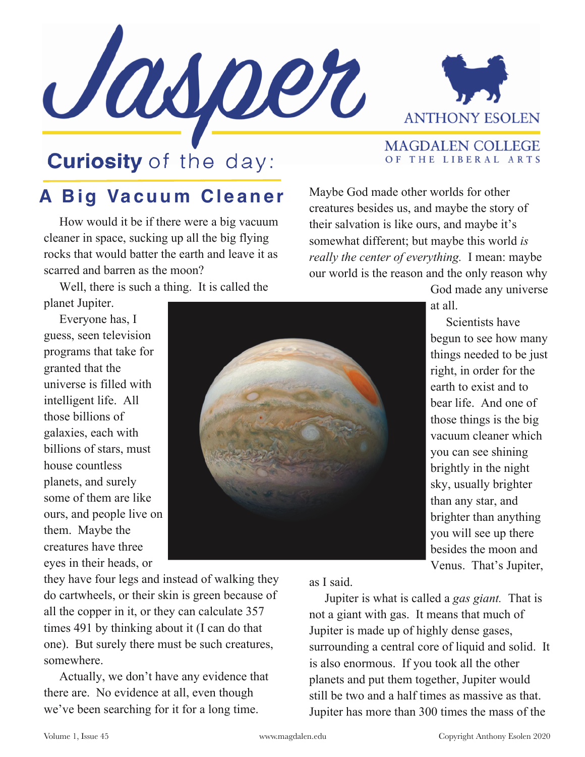# Jasper

ANTHONY ESOLEN

MAGDALEN COLLEGE OF THE LIBERAL ARTS

**Curiosity** of the day:

## A Big Vacuum Cleaner

How would it be if there were a big vacuum cleaner in space, sucking up all the big flying rocks that would batter the earth and leave it as scarred and barren as the moon?

Well, there is such a thing. It is called the planet Jupiter.

Everyone has, I guess, seen television programs that take for granted that the universe is filled with intelligent life. All those billions of galaxies, each with billions of stars, must house countless planets, and surely some of them are like ours, and people live on them. Maybe the creatures have three eyes in their heads, or they have four legs and instead of walking they do cartwheels, or their skin is green because of all the copper in it, or they can calculate 357 times 491 by thinking about it (I can do that one). But surely there must be such creatures, somewhere.

Actually, we don't have any evidence that there are. No evidence at all, even though we've been searching for it for a long time. Maybe God made other worlds for other creatures besides us, and maybe the story of their salvation is like ours, and maybe it's somewhat different; but maybe this world *is really the center of everything.* I mean: maybe our world is the reason and the only reason why God made any universe at all.

Scientists have begun to see how many things needed to be just right, in order for the earth to exist and to bear life. And one of those things is the big vacuum cleaner which you can see shining brightly in the night sky, usually brighter than any star, and brighter than anything you will see up there besides the moon and Venus. That's Jupiter, as I said.

Jupiter is what is called a *gas giant.* That is not a giant with gas. It means that much of Jupiter is made up of highly dense gases, surrounding a central core of liquid and solid. It is also enormous. If you took all the other planets and put them together, Jupiter would still be two and a half times as massive as that. Jupiter has more than 300 times the mass of the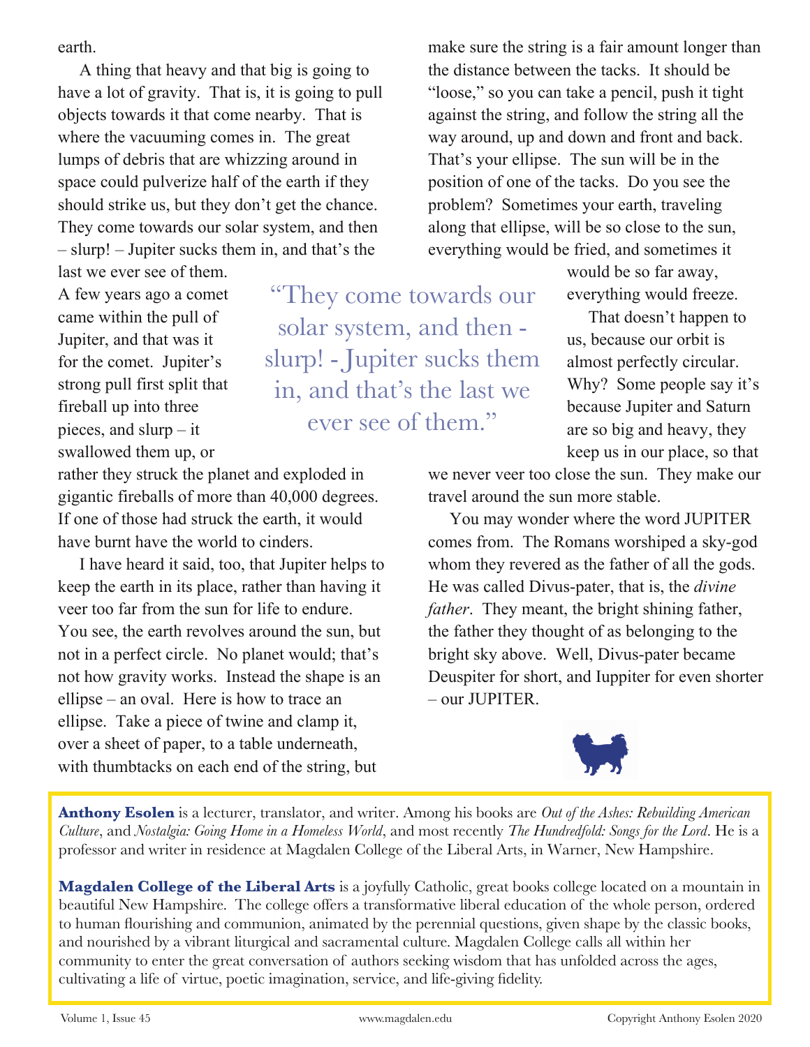earth.

A thing that heavy and that big is going to have a lot of gravity. That is, it is going to pull objects towards it that come nearby. That is where the vacuuming comes in. The great lumps of debris that are whizzing around in space could pulverize half of the earth if they should strike us, but they don't get the chance. They come towards our solar system, and then – slurp! – Jupiter sucks them in, and that's the last we ever see of them. A few years ago a comet came within the pull of Jupiter, and that was it for the comet. Jupiter's strong pull first split that fireball up into three pieces, and slurp – it swallowed them up, or rather they struck the planet and exploded in gigantic fireballs of more than 40,000 degrees. If one of those had struck the earth, it would have burnt have the world to cinders.

> "They come towards our solar system, and then - slurp! - Jupiter sucks them in, and that's the last we ever see of them."

I have heard it said, too, that Jupiter helps to keep the earth in its place, rather than having it veer too far from the sun for life to endure. You see, the earth revolves around the sun, but not in a perfect circle. No planet would; that's not how gravity works. Instead the shape is an ellipse – an oval. Here is how to trace an ellipse. Take a piece of twine and clamp it, over a sheet of paper, to a table underneath, with thumbtacks on each end of the string, but make sure the string is a fair amount longer than the distance between the tacks. It should be "loose," so you can take a pencil, push it tight against the string, and follow the string all the way around, up and down and front and back. That's your ellipse. The sun will be in the position of one of the tacks. Do you see the problem? Sometimes your earth, traveling along that ellipse, will be so close to the sun, everything would be fried, and sometimes it would be so far away, everything would freeze.

That doesn't happen to us, because our orbit is almost perfectly circular. Why? Some people say it's because Jupiter and Saturn are so big and heavy, they keep us in our place, so that we never veer too close the sun. They make our travel around the sun more stable.

You may wonder where the word JUPITER comes from. The Romans worshiped a sky-god whom they revered as the father of all the gods. He was called Divus-pater, that is, the *divine father*. They meant, the bright shining father, the father they thought of as belonging to the bright sky above. Well, Divus-pater became Deuspiter for short, and Iuppiter for even shorter – our JUPITER.

**Anthony Esolen** is a lecturer, translator, and writer. Among his books are *Out of the Ashes: Rebuilding American Culture*, and *Nostalgia: Going Home in a Homeless World*, and most recently *The Hundredfold: Songs for the Lord*. He is a professor and writer in residence at Magdalen College of the Liberal Arts, in Warner, New Hampshire.

**Magdalen College of the Liberal Arts** is a joyfully Catholic, great books college located on a mountain in beautiful New Hampshire. The college offers a transformative liberal education of the whole person, ordered to human flourishing and communion, animated by the perennial questions, given shape by the classic books, and nourished by a vibrant liturgical and sacramental culture. Magdalen College calls all within her community to enter the great conversation of authors seeking wisdom that has unfolded across the ages, cultivating a life of virtue, poetic imagination, service, and life-giving fidelity.